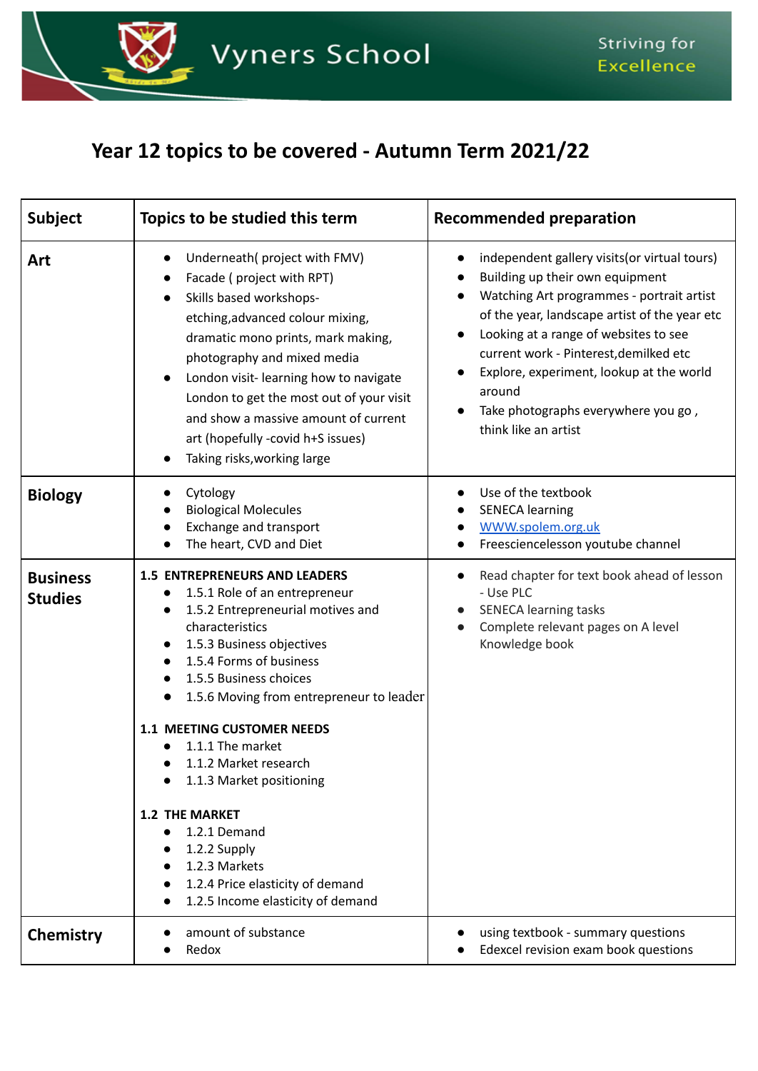# Vyners School

Striving for Excellence

## Year 12 topics to be covered - Autumn Term 2021/22

| Subject | Topics to be studied this term | Recommended preparation |
|---|---|---|
| **Art** | • Underneath( project with FMV)<br>• Facade ( project with RPT)<br>• Skills based workshops- etching,advanced colour mixing, dramatic mono prints, mark making, photography and mixed media<br>• London visit- learning how to navigate London to get the most out of your visit and show a massive amount of current art (hopefully -covid h+S issues)<br>• Taking risks,working large | • independent gallery visits(or virtual tours)<br>• Building up their own equipment<br>• Watching Art programmes - portrait artist of the year, landscape artist of the year etc<br>• Looking at a range of websites to see current work - Pinterest,demilked etc<br>• Explore, experiment, lookup at the world around<br>• Take photographs everywhere you go , think like an artist |
| **Biology** | • Cytology<br>• Biological Molecules<br>• Exchange and transport<br>• The heart, CVD and Diet | • Use of the textbook<br>• SENECA learning<br>• [WWW.spolem.org.uk](WWW.spolem.org.uk)<br>• Freesciencelesson youtube channel |
| **Business Studies** | **1.5 ENTREPRENEURS AND LEADERS**<br>• 1.5.1 Role of an entrepreneur<br>• 1.5.2 Entrepreneurial motives and characteristics<br>• 1.5.3 Business objectives<br>• 1.5.4 Forms of business<br>• 1.5.5 Business choices<br>• 1.5.6 Moving from entrepreneur to leader<br><br>**1.1 MEETING CUSTOMER NEEDS**<br>• 1.1.1 The market<br>• 1.1.2 Market research<br>• 1.1.3 Market positioning<br><br>**1.2 THE MARKET**<br>• 1.2.1 Demand<br>• 1.2.2 Supply<br>• 1.2.3 Markets<br>• 1.2.4 Price elasticity of demand<br>• 1.2.5 Income elasticity of demand | • Read chapter for text book ahead of lesson - Use PLC<br>• SENECA learning tasks<br>• Complete relevant pages on A level Knowledge book |
| **Chemistry** | • amount of substance<br>• Redox | • using textbook - summary questions<br>• Edexcel revision exam book questions |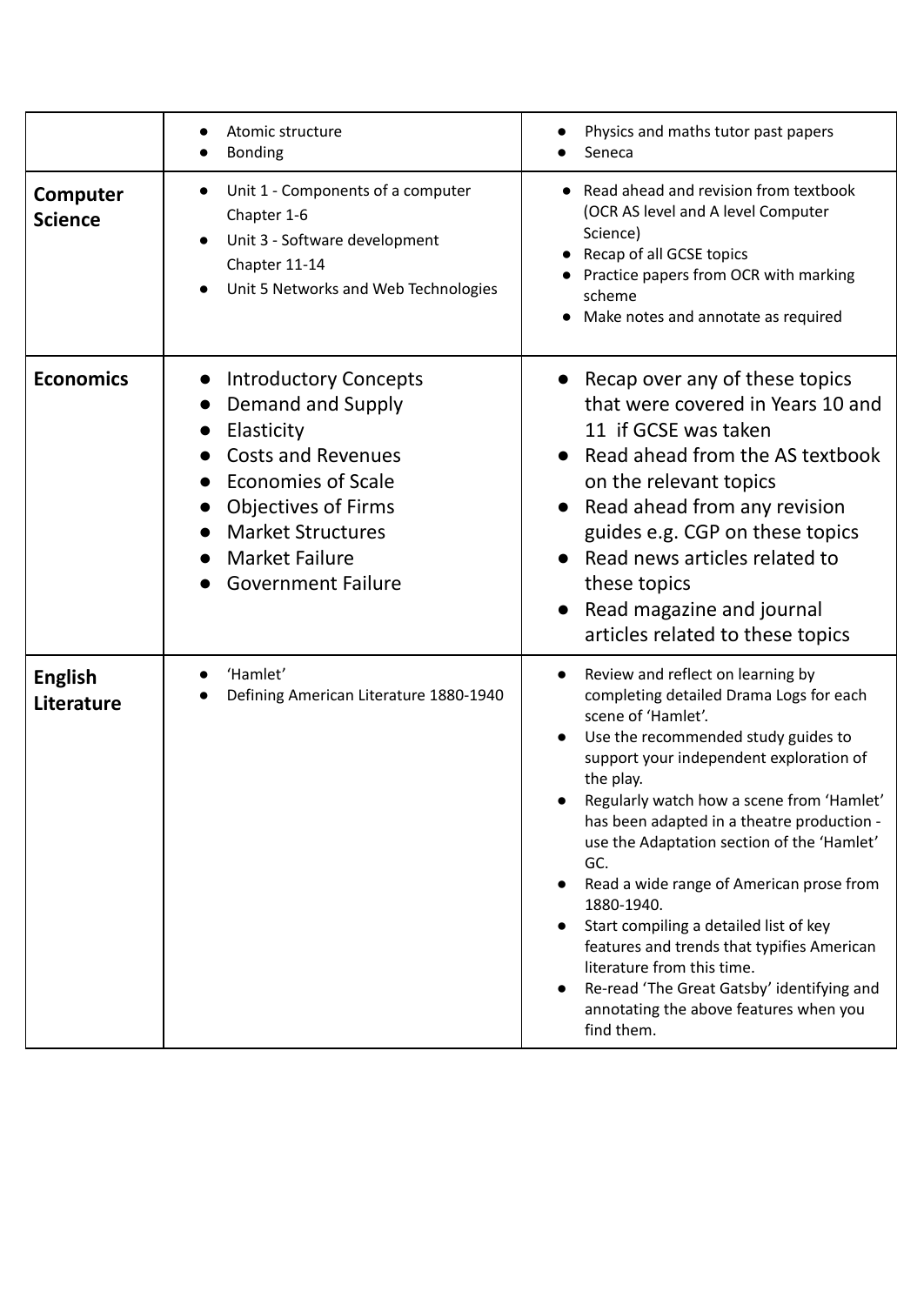| | | |
|---|---|---|
| | • Atomic structure<br>• Bonding | • Physics and maths tutor past papers<br>• Seneca |
| **Computer Science** | • Unit 1 - Components of a computer Chapter 1-6<br>• Unit 3 - Software development Chapter 11-14<br>• Unit 5 Networks and Web Technologies | • Read ahead and revision from textbook (OCR AS level and A level Computer Science)<br>• Recap of all GCSE topics<br>• Practice papers from OCR with marking scheme<br>• Make notes and annotate as required |
| **Economics** | • Introductory Concepts<br>• Demand and Supply<br>• Elasticity<br>• Costs and Revenues<br>• Economies of Scale<br>• Objectives of Firms<br>• Market Structures<br>• Market Failure<br>• Government Failure | • Recap over any of these topics that were covered in Years 10 and 11 if GCSE was taken<br>• Read ahead from the AS textbook on the relevant topics<br>• Read ahead from any revision guides e.g. CGP on these topics<br>• Read news articles related to these topics<br>• Read magazine and journal articles related to these topics |
| **English Literature** | • 'Hamlet'<br>• Defining American Literature 1880-1940 | • Review and reflect on learning by completing detailed Drama Logs for each scene of 'Hamlet'.<br>• Use the recommended study guides to support your independent exploration of the play.<br>• Regularly watch how a scene from 'Hamlet' has been adapted in a theatre production - use the Adaptation section of the 'Hamlet' GC.<br>• Read a wide range of American prose from 1880-1940.<br>• Start compiling a detailed list of key features and trends that typifies American literature from this time.<br>• Re-read 'The Great Gatsby' identifying and annotating the above features when you find them. |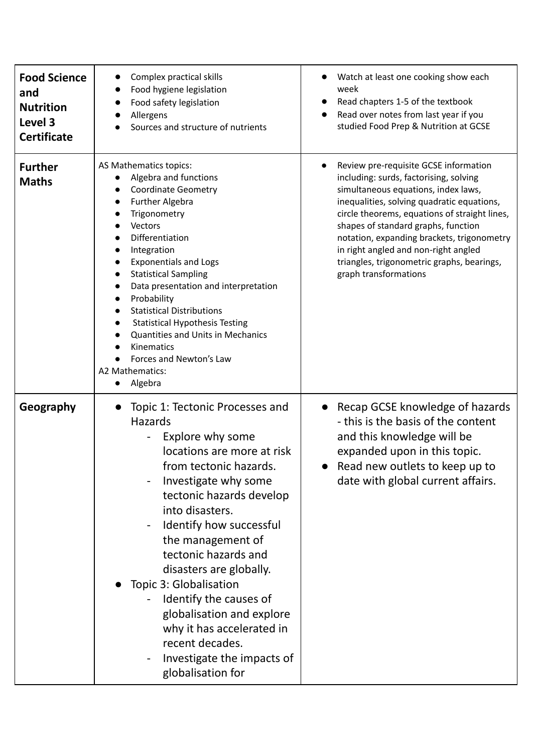| | | |
|---|---|---|
| **Food Science and Nutrition Level 3 Certificate** | • Complex practical skills<br>• Food hygiene legislation<br>• Food safety legislation<br>• Allergens<br>• Sources and structure of nutrients | • Watch at least one cooking show each week<br>• Read chapters 1-5 of the textbook<br>• Read over notes from last year if you studied Food Prep & Nutrition at GCSE |
| **Further Maths** | AS Mathematics topics:<br>• Algebra and functions<br>• Coordinate Geometry<br>• Further Algebra<br>• Trigonometry<br>• Vectors<br>• Differentiation<br>• Integration<br>• Exponentials and Logs<br>• Statistical Sampling<br>• Data presentation and interpretation<br>• Probability<br>• Statistical Distributions<br>• Statistical Hypothesis Testing<br>• Quantities and Units in Mechanics<br>• Kinematics<br>• Forces and Newton's Law<br>A2 Mathematics:<br>• Algebra | • Review pre-requisite GCSE information including: surds, factorising, solving simultaneous equations, index laws, inequalities, solving quadratic equations, circle theorems, equations of straight lines, shapes of standard graphs, function notation, expanding brackets, trigonometry in right angled and non-right angled triangles, trigonometric graphs, bearings, graph transformations |
| **Geography** | • Topic 1: Tectonic Processes and Hazards<br>  - Explore why some locations are more at risk from tectonic hazards.<br>  - Investigate why some tectonic hazards develop into disasters.<br>  - Identify how successful the management of tectonic hazards and disasters are globally.<br>• Topic 3: Globalisation<br>  - Identify the causes of globalisation and explore why it has accelerated in recent decades.<br>  - Investigate the impacts of globalisation for | • Recap GCSE knowledge of hazards - this is the basis of the content and this knowledge will be expanded upon in this topic.<br>• Read new outlets to keep up to date with global current affairs. |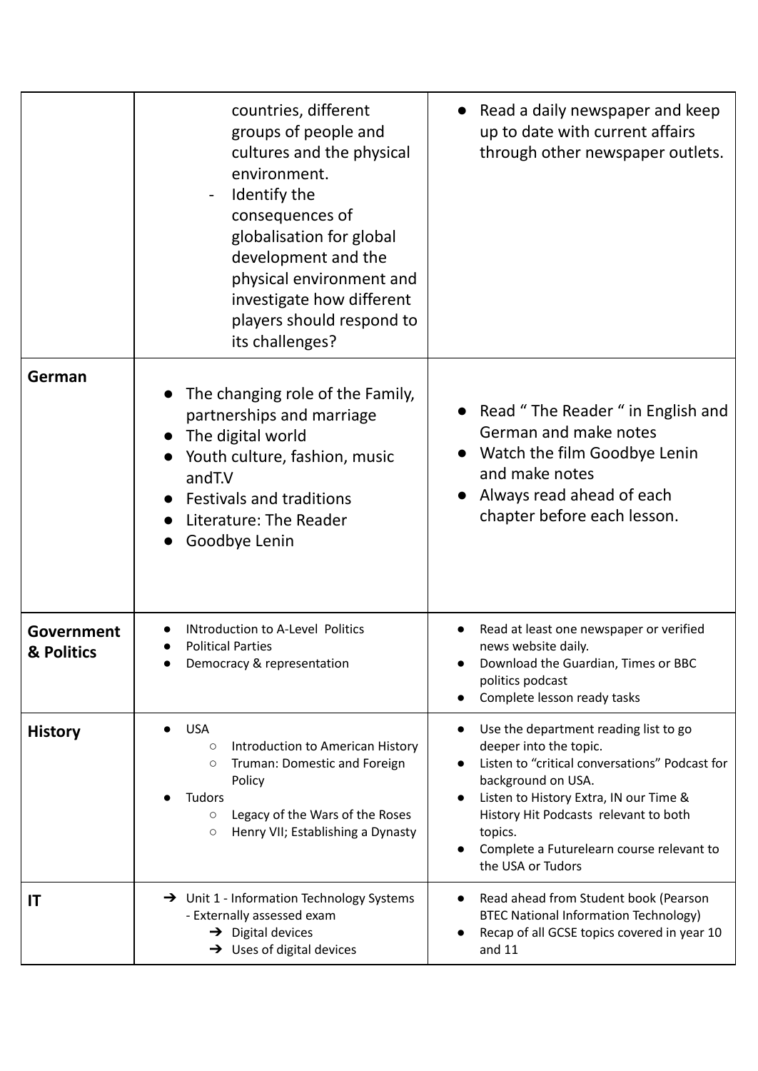| | | |
|---|---|---|
| | countries, different groups of people and cultures and the physical environment.<br>- Identify the consequences of globalisation for global development and the physical environment and investigate how different players should respond to its challenges? | • Read a daily newspaper and keep up to date with current affairs through other newspaper outlets. |
| **German** | • The changing role of the Family, partnerships and marriage<br>• The digital world<br>• Youth culture, fashion, music andT.V<br>• Festivals and traditions<br>• Literature: The Reader<br>• Goodbye Lenin | • Read " The Reader " in English and German and make notes<br>• Watch the film Goodbye Lenin and make notes<br>• Always read ahead of each chapter before each lesson. |
| **Government & Politics** | • INtroduction to A-Level Politics<br>• Political Parties<br>• Democracy & representation | • Read at least one newspaper or verified news website daily.<br>• Download the Guardian, Times or BBC politics podcast<br>• Complete lesson ready tasks |
| **History** | • USA<br>&nbsp;&nbsp;○ Introduction to American History<br>&nbsp;&nbsp;○ Truman: Domestic and Foreign Policy<br>• Tudors<br>&nbsp;&nbsp;○ Legacy of the Wars of the Roses<br>&nbsp;&nbsp;○ Henry VII; Establishing a Dynasty | • Use the department reading list to go deeper into the topic.<br>• Listen to "critical conversations" Podcast for background on USA.<br>• Listen to History Extra, IN our Time & History Hit Podcasts relevant to both topics.<br>• Complete a Futurelearn course relevant to the USA or Tudors |
| **IT** | ➔ Unit 1 - Information Technology Systems - Externally assessed exam<br>&nbsp;&nbsp;➔ Digital devices<br>&nbsp;&nbsp;➔ Uses of digital devices | • Read ahead from Student book (Pearson BTEC National Information Technology)<br>• Recap of all GCSE topics covered in year 10 and 11 |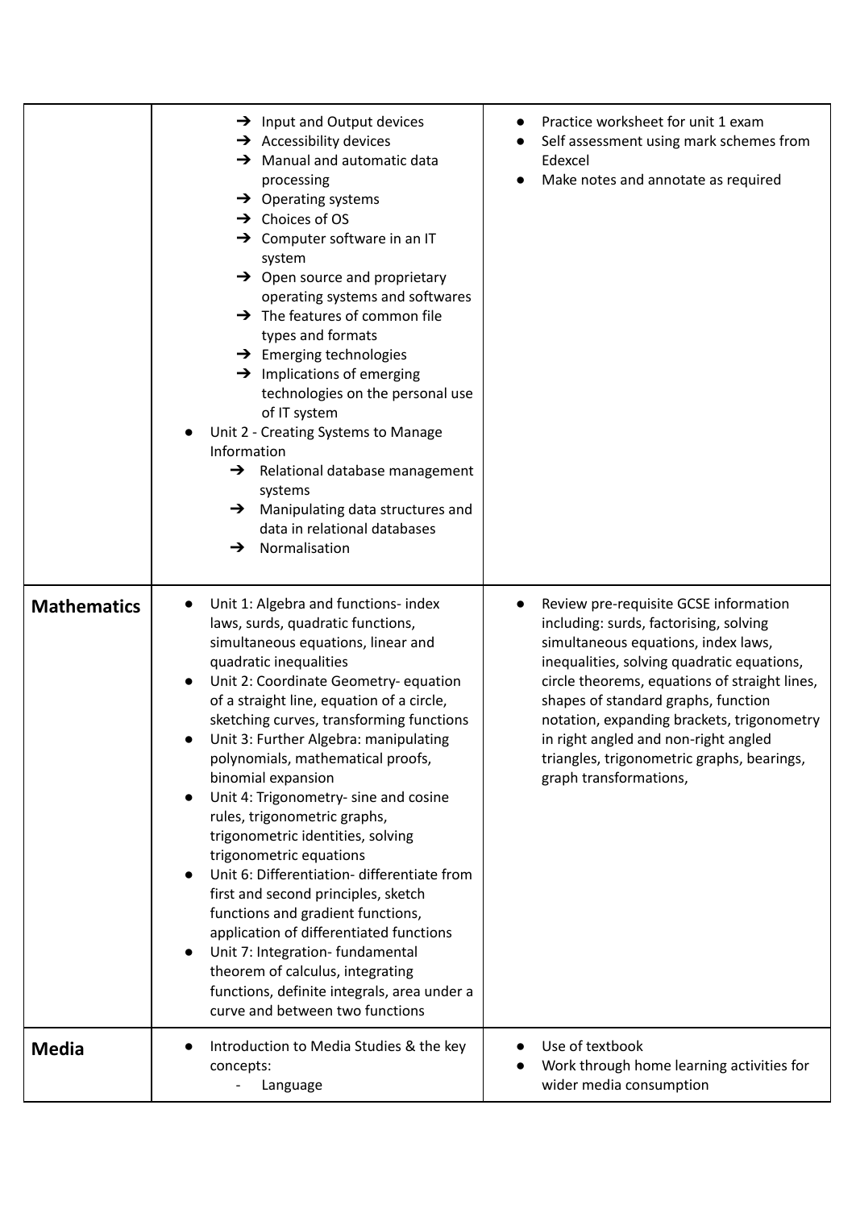| | | |
|---|---|---|
| | ➔ Input and Output devices<br>➔ Accessibility devices<br>➔ Manual and automatic data processing<br>➔ Operating systems<br>➔ Choices of OS<br>➔ Computer software in an IT system<br>➔ Open source and proprietary operating systems and softwares<br>➔ The features of common file types and formats<br>➔ Emerging technologies<br>➔ Implications of emerging technologies on the personal use of IT system<br>● Unit 2 - Creating Systems to Manage Information<br>➔ Relational database management systems<br>➔ Manipulating data structures and data in relational databases<br>➔ Normalisation | ● Practice worksheet for unit 1 exam<br>● Self assessment using mark schemes from Edexcel<br>● Make notes and annotate as required |
| **Mathematics** | ● Unit 1: Algebra and functions- index laws, surds, quadratic functions, simultaneous equations, linear and quadratic inequalities<br>● Unit 2: Coordinate Geometry- equation of a straight line, equation of a circle, sketching curves, transforming functions<br>● Unit 3: Further Algebra: manipulating polynomials, mathematical proofs, binomial expansion<br>● Unit 4: Trigonometry- sine and cosine rules, trigonometric graphs, trigonometric identities, solving trigonometric equations<br>● Unit 6: Differentiation- differentiate from first and second principles, sketch functions and gradient functions, application of differentiated functions<br>● Unit 7: Integration- fundamental theorem of calculus, integrating functions, definite integrals, area under a curve and between two functions | ● Review pre-requisite GCSE information including: surds, factorising, solving simultaneous equations, index laws, inequalities, solving quadratic equations, circle theorems, equations of straight lines, shapes of standard graphs, function notation, expanding brackets, trigonometry in right angled and non-right angled triangles, trigonometric graphs, bearings, graph transformations, |
| **Media** | ● Introduction to Media Studies & the key concepts:<br>- Language | ● Use of textbook<br>● Work through home learning activities for wider media consumption |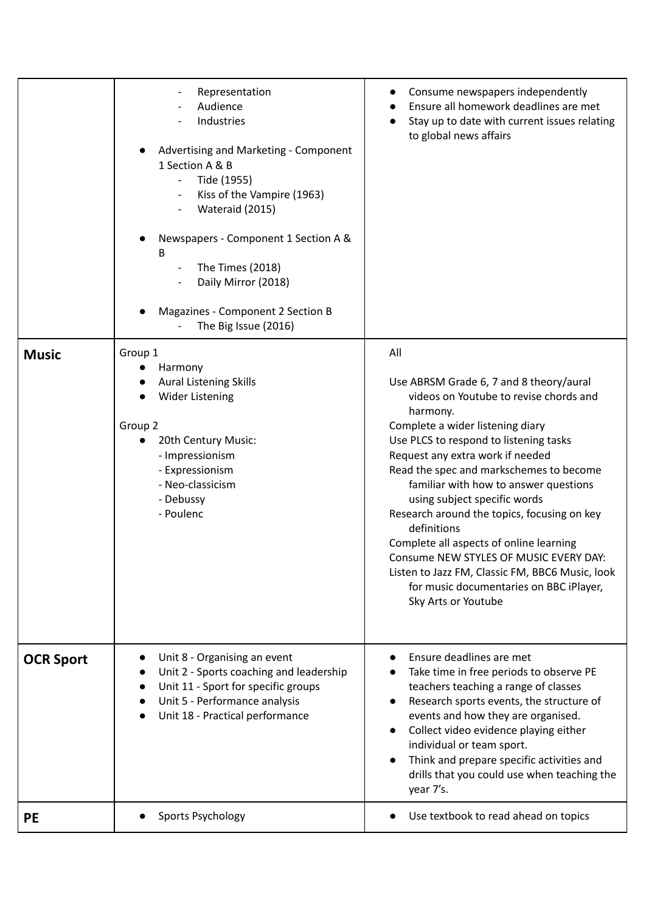| | | |
|---|---|---|
| | - Representation<br>- Audience<br>- Industries<br><br>• Advertising and Marketing - Component 1 Section A & B<br>- Tide (1955)<br>- Kiss of the Vampire (1963)<br>- Wateraid (2015)<br><br>• Newspapers - Component 1 Section A & B<br>- The Times (2018)<br>- Daily Mirror (2018)<br><br>• Magazines - Component 2 Section B<br>- The Big Issue (2016) | • Consume newspapers independently<br>• Ensure all homework deadlines are met<br>• Stay up to date with current issues relating to global news affairs |
| **Music** | Group 1<br>• Harmony<br>• Aural Listening Skills<br>• Wider Listening<br><br>Group 2<br>• 20th Century Music:<br>- Impressionism<br>- Expressionism<br>- Neo-classicism<br>- Debussy<br>- Poulenc | All<br><br>Use ABRSM Grade 6, 7 and 8 theory/aural videos on Youtube to revise chords and harmony.<br>Complete a wider listening diary<br>Use PLCS to respond to listening tasks<br>Request any extra work if needed<br>Read the spec and markschemes to become familiar with how to answer questions using subject specific words<br>Research around the topics, focusing on key definitions<br>Complete all aspects of online learning<br>Consume NEW STYLES OF MUSIC EVERY DAY:<br>Listen to Jazz FM, Classic FM, BBC6 Music, look for music documentaries on BBC iPlayer, Sky Arts or Youtube |
| **OCR Sport** | • Unit 8 - Organising an event<br>• Unit 2 - Sports coaching and leadership<br>• Unit 11 - Sport for specific groups<br>• Unit 5 - Performance analysis<br>• Unit 18 - Practical performance | • Ensure deadlines are met<br>• Take time in free periods to observe PE teachers teaching a range of classes<br>• Research sports events, the structure of events and how they are organised.<br>• Collect video evidence playing either individual or team sport.<br>• Think and prepare specific activities and drills that you could use when teaching the year 7's. |
| **PE** | • Sports Psychology | • Use textbook to read ahead on topics |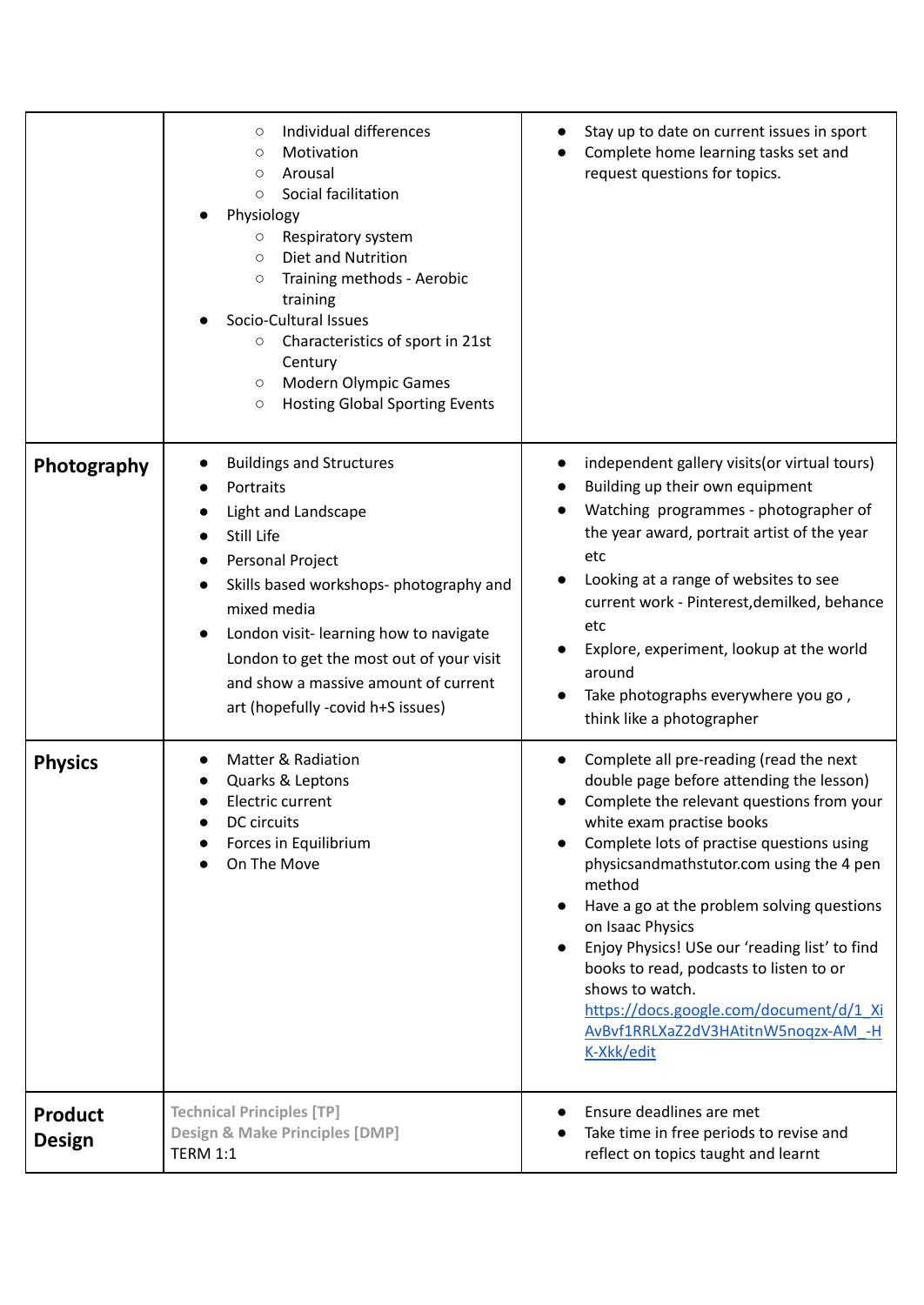| | | |
|---|---|---|
| | ○ Individual differences<br>○ Motivation<br>○ Arousal<br>○ Social facilitation<br>● Physiology<br>○ Respiratory system<br>○ Diet and Nutrition<br>○ Training methods - Aerobic training<br>● Socio-Cultural Issues<br>○ Characteristics of sport in 21st Century<br>○ Modern Olympic Games<br>○ Hosting Global Sporting Events | ● Stay up to date on current issues in sport<br>● Complete home learning tasks set and request questions for topics. |
| **Photography** | ● Buildings and Structures<br>● Portraits<br>● Light and Landscape<br>● Still Life<br>● Personal Project<br>● Skills based workshops- photography and mixed media<br>● London visit- learning how to navigate London to get the most out of your visit and show a massive amount of current art (hopefully -covid h+S issues) | ● independent gallery visits(or virtual tours)<br>● Building up their own equipment<br>● Watching programmes - photographer of the year award, portrait artist of the year etc<br>● Looking at a range of websites to see current work - Pinterest,demilked, behance etc<br>● Explore, experiment, lookup at the world around<br>● Take photographs everywhere you go , think like a photographer |
| **Physics** | ● Matter & Radiation<br>● Quarks & Leptons<br>● Electric current<br>● DC circuits<br>● Forces in Equilibrium<br>● On The Move | ● Complete all pre-reading (read the next double page before attending the lesson)<br>● Complete the relevant questions from your white exam practise books<br>● Complete lots of practise questions using physicsandmathstutor.com using the 4 pen method<br>● Have a go at the problem solving questions on Isaac Physics<br>● Enjoy Physics! USe our 'reading list' to find books to read, podcasts to listen to or shows to watch. https://docs.google.com/document/d/1_XiAvBvf1RRLXaZ2dV3HAtitnW5noqzx-AM_-HK-Xkk/edit |
| **Product Design** | **Technical Principles [TP]**<br>**Design & Make Principles [DMP]**<br>TERM 1:1 | ● Ensure deadlines are met<br>● Take time in free periods to revise and reflect on topics taught and learnt |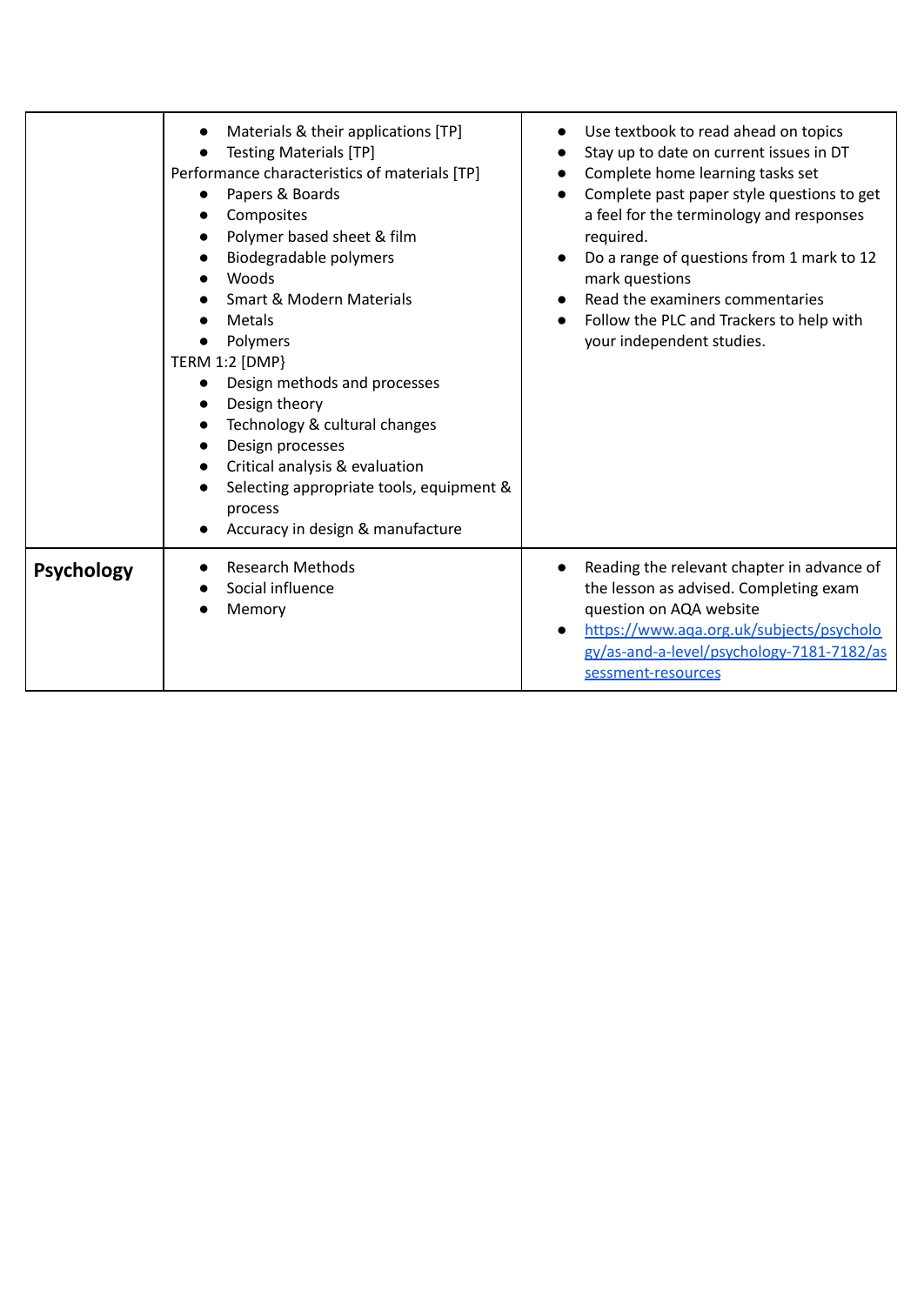| | | |
|---|---|---|
| | • Materials & their applications [TP]<br>• Testing Materials [TP]<br>Performance characteristics of materials [TP]<br>• Papers & Boards<br>• Composites<br>• Polymer based sheet & film<br>• Biodegradable polymers<br>• Woods<br>• Smart & Modern Materials<br>• Metals<br>• Polymers<br>TERM 1:2 [DMP}<br>• Design methods and processes<br>• Design theory<br>• Technology & cultural changes<br>• Design processes<br>• Critical analysis & evaluation<br>• Selecting appropriate tools, equipment & process<br>• Accuracy in design & manufacture | • Use textbook to read ahead on topics<br>• Stay up to date on current issues in DT<br>• Complete home learning tasks set<br>• Complete past paper style questions to get a feel for the terminology and responses required.<br>• Do a range of questions from 1 mark to 12 mark questions<br>• Read the examiners commentaries<br>• Follow the PLC and Trackers to help with your independent studies. |
| **Psychology** | • Research Methods<br>• Social influence<br>• Memory | • Reading the relevant chapter in advance of the lesson as advised. Completing exam question on AQA website<br>• https://www.aqa.org.uk/subjects/psychology/as-and-a-level/psychology-7181-7182/assessment-resources |